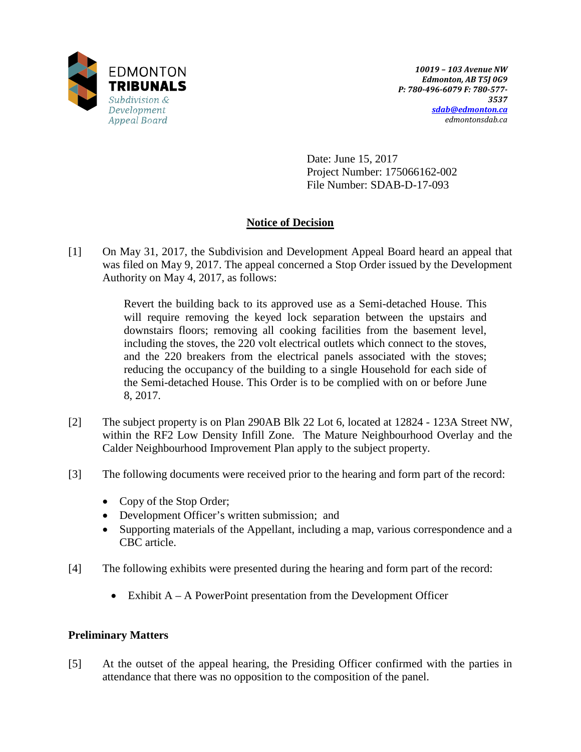EDMONTON
**TRIBUNALS**
*Subdivision & Development Appeal Board*

*10019 – 103 Avenue NW*
*Edmonton, AB T5J 0G9*
*P: 780-496-6079 F: 780-577-3537*
*sdab@edmonton.ca*
*edmontonsdab.ca*

Date: June 15, 2017
Project Number: 175066162-002
File Number: SDAB-D-17-093

## Notice of Decision

[1] On May 31, 2017, the Subdivision and Development Appeal Board heard an appeal that was filed on May 9, 2017. The appeal concerned a Stop Order issued by the Development Authority on May 4, 2017, as follows:

> Revert the building back to its approved use as a Semi-detached House. This will require removing the keyed lock separation between the upstairs and downstairs floors; removing all cooking facilities from the basement level, including the stoves, the 220 volt electrical outlets which connect to the stoves, and the 220 breakers from the electrical panels associated with the stoves; reducing the occupancy of the building to a single Household for each side of the Semi-detached House. This Order is to be complied with on or before June 8, 2017.

[2] The subject property is on Plan 290AB Blk 22 Lot 6, located at 12824 - 123A Street NW, within the RF2 Low Density Infill Zone. The Mature Neighbourhood Overlay and the Calder Neighbourhood Improvement Plan apply to the subject property.

[3] The following documents were received prior to the hearing and form part of the record:

- Copy of the Stop Order;
- Development Officer's written submission; and
- Supporting materials of the Appellant, including a map, various correspondence and a CBC article.

[4] The following exhibits were presented during the hearing and form part of the record:

- Exhibit A – A PowerPoint presentation from the Development Officer

### Preliminary Matters

[5] At the outset of the appeal hearing, the Presiding Officer confirmed with the parties in attendance that there was no opposition to the composition of the panel.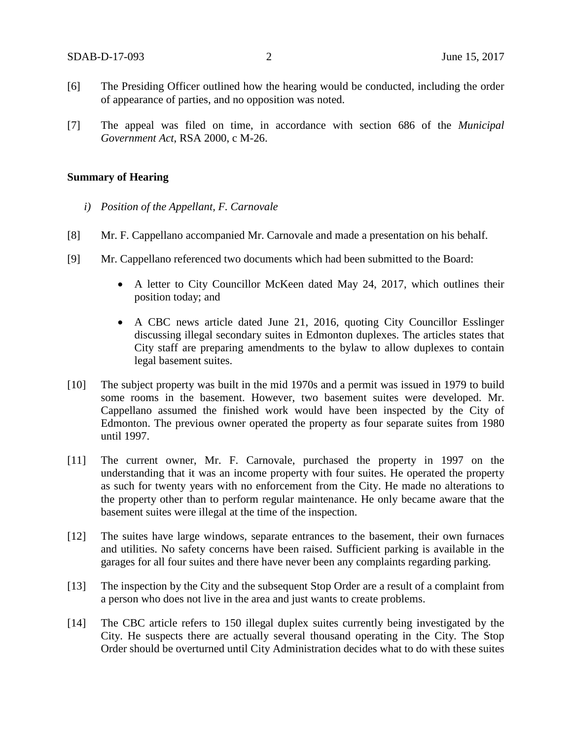[6] The Presiding Officer outlined how the hearing would be conducted, including the order of appearance of parties, and no opposition was noted.

[7] The appeal was filed on time, in accordance with section 686 of the *Municipal Government Act*, RSA 2000, c M-26.

**Summary of Hearing**

*i) Position of the Appellant, F. Carnovale*

[8] Mr. F. Cappellano accompanied Mr. Carnovale and made a presentation on his behalf.

[9] Mr. Cappellano referenced two documents which had been submitted to the Board:

- A letter to City Councillor McKeen dated May 24, 2017, which outlines their position today; and
- A CBC news article dated June 21, 2016, quoting City Councillor Esslinger discussing illegal secondary suites in Edmonton duplexes. The articles states that City staff are preparing amendments to the bylaw to allow duplexes to contain legal basement suites.

[10] The subject property was built in the mid 1970s and a permit was issued in 1979 to build some rooms in the basement. However, two basement suites were developed. Mr. Cappellano assumed the finished work would have been inspected by the City of Edmonton. The previous owner operated the property as four separate suites from 1980 until 1997.

[11] The current owner, Mr. F. Carnovale, purchased the property in 1997 on the understanding that it was an income property with four suites. He operated the property as such for twenty years with no enforcement from the City. He made no alterations to the property other than to perform regular maintenance. He only became aware that the basement suites were illegal at the time of the inspection.

[12] The suites have large windows, separate entrances to the basement, their own furnaces and utilities. No safety concerns have been raised. Sufficient parking is available in the garages for all four suites and there have never been any complaints regarding parking.

[13] The inspection by the City and the subsequent Stop Order are a result of a complaint from a person who does not live in the area and just wants to create problems.

[14] The CBC article refers to 150 illegal duplex suites currently being investigated by the City. He suspects there are actually several thousand operating in the City. The Stop Order should be overturned until City Administration decides what to do with these suites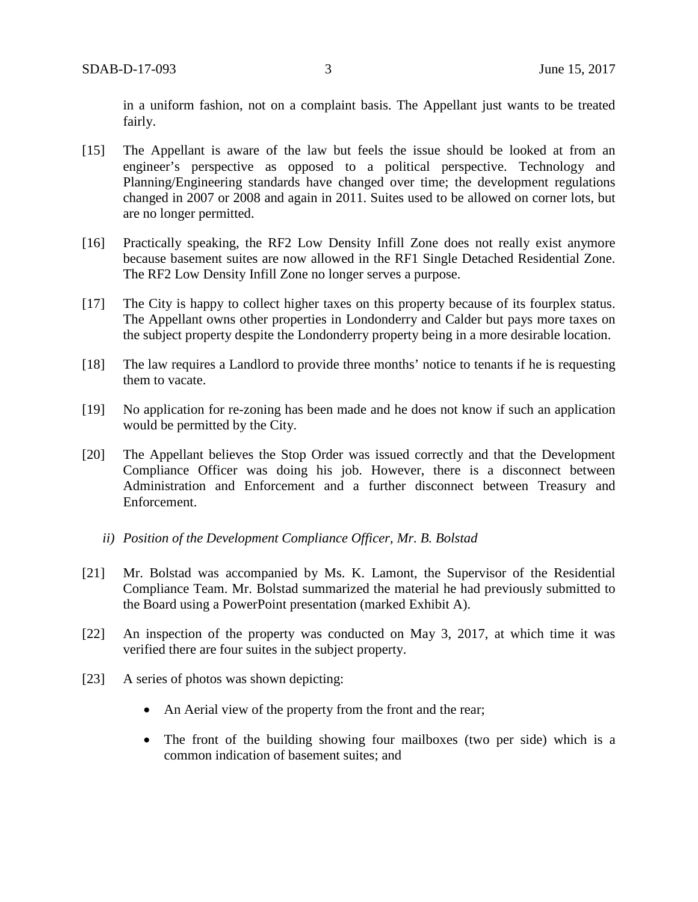in a uniform fashion, not on a complaint basis. The Appellant just wants to be treated fairly.

[15] The Appellant is aware of the law but feels the issue should be looked at from an engineer's perspective as opposed to a political perspective. Technology and Planning/Engineering standards have changed over time; the development regulations changed in 2007 or 2008 and again in 2011. Suites used to be allowed on corner lots, but are no longer permitted.

[16] Practically speaking, the RF2 Low Density Infill Zone does not really exist anymore because basement suites are now allowed in the RF1 Single Detached Residential Zone. The RF2 Low Density Infill Zone no longer serves a purpose.

[17] The City is happy to collect higher taxes on this property because of its fourplex status. The Appellant owns other properties in Londonderry and Calder but pays more taxes on the subject property despite the Londonderry property being in a more desirable location.

[18] The law requires a Landlord to provide three months' notice to tenants if he is requesting them to vacate.

[19] No application for re-zoning has been made and he does not know if such an application would be permitted by the City.

[20] The Appellant believes the Stop Order was issued correctly and that the Development Compliance Officer was doing his job. However, there is a disconnect between Administration and Enforcement and a further disconnect between Treasury and Enforcement.

*ii) Position of the Development Compliance Officer, Mr. B. Bolstad*

[21] Mr. Bolstad was accompanied by Ms. K. Lamont, the Supervisor of the Residential Compliance Team. Mr. Bolstad summarized the material he had previously submitted to the Board using a PowerPoint presentation (marked Exhibit A).

[22] An inspection of the property was conducted on May 3, 2017, at which time it was verified there are four suites in the subject property.

[23] A series of photos was shown depicting:

- An Aerial view of the property from the front and the rear;
- The front of the building showing four mailboxes (two per side) which is a common indication of basement suites; and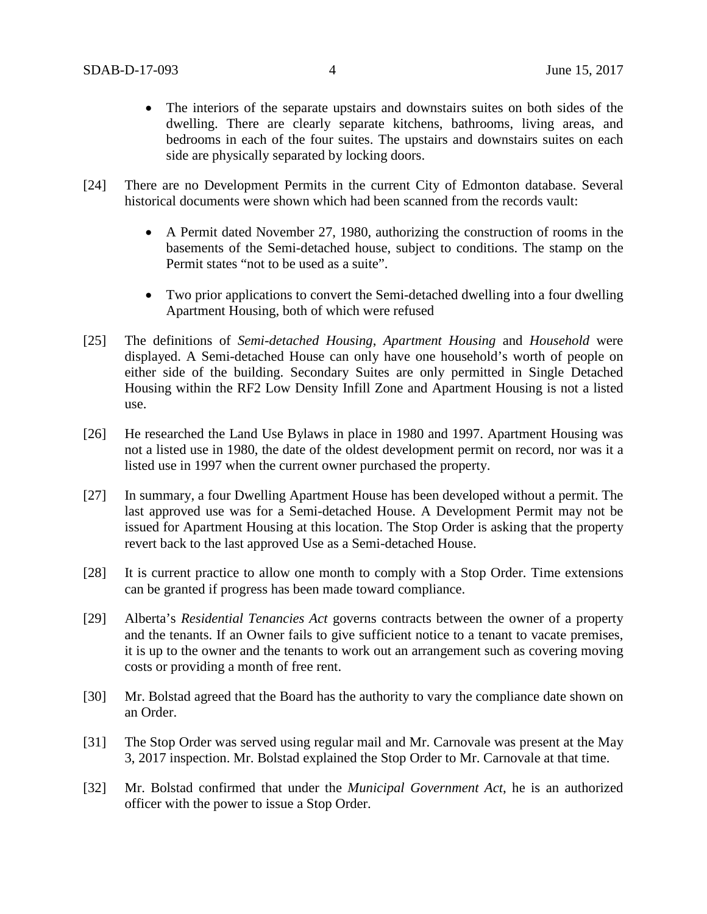- The interiors of the separate upstairs and downstairs suites on both sides of the dwelling. There are clearly separate kitchens, bathrooms, living areas, and bedrooms in each of the four suites. The upstairs and downstairs suites on each side are physically separated by locking doors.

[24] There are no Development Permits in the current City of Edmonton database. Several historical documents were shown which had been scanned from the records vault:

- A Permit dated November 27, 1980, authorizing the construction of rooms in the basements of the Semi-detached house, subject to conditions. The stamp on the Permit states "not to be used as a suite".

- Two prior applications to convert the Semi-detached dwelling into a four dwelling Apartment Housing, both of which were refused

[25] The definitions of *Semi-detached Housing*, *Apartment Housing* and *Household* were displayed. A Semi-detached House can only have one household's worth of people on either side of the building. Secondary Suites are only permitted in Single Detached Housing within the RF2 Low Density Infill Zone and Apartment Housing is not a listed use.

[26] He researched the Land Use Bylaws in place in 1980 and 1997. Apartment Housing was not a listed use in 1980, the date of the oldest development permit on record, nor was it a listed use in 1997 when the current owner purchased the property.

[27] In summary, a four Dwelling Apartment House has been developed without a permit. The last approved use was for a Semi-detached House. A Development Permit may not be issued for Apartment Housing at this location. The Stop Order is asking that the property revert back to the last approved Use as a Semi-detached House.

[28] It is current practice to allow one month to comply with a Stop Order. Time extensions can be granted if progress has been made toward compliance.

[29] Alberta's *Residential Tenancies Act* governs contracts between the owner of a property and the tenants. If an Owner fails to give sufficient notice to a tenant to vacate premises, it is up to the owner and the tenants to work out an arrangement such as covering moving costs or providing a month of free rent.

[30] Mr. Bolstad agreed that the Board has the authority to vary the compliance date shown on an Order.

[31] The Stop Order was served using regular mail and Mr. Carnovale was present at the May 3, 2017 inspection. Mr. Bolstad explained the Stop Order to Mr. Carnovale at that time.

[32] Mr. Bolstad confirmed that under the *Municipal Government Act*, he is an authorized officer with the power to issue a Stop Order.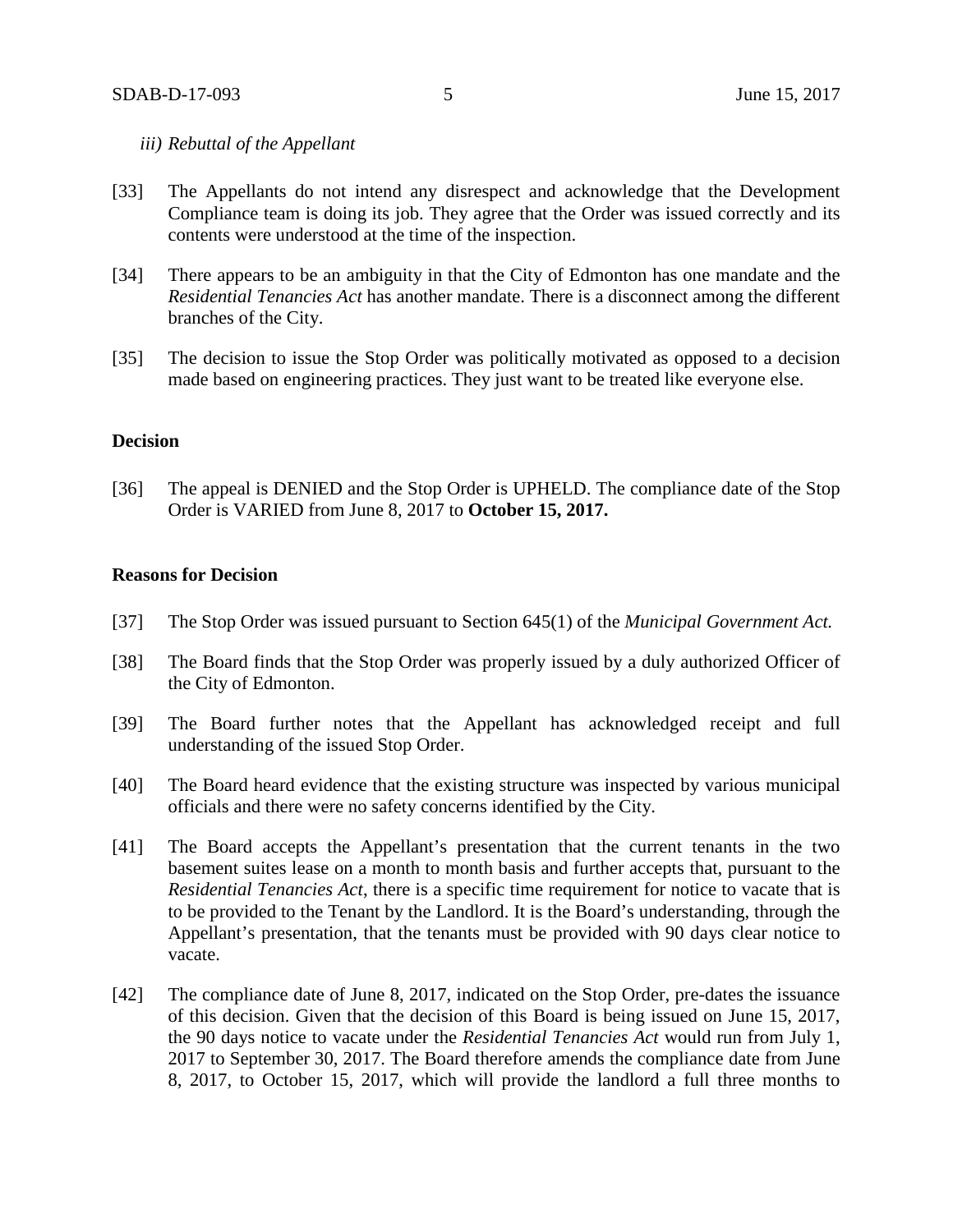*iii) Rebuttal of the Appellant*

[33] The Appellants do not intend any disrespect and acknowledge that the Development Compliance team is doing its job. They agree that the Order was issued correctly and its contents were understood at the time of the inspection.

[34] There appears to be an ambiguity in that the City of Edmonton has one mandate and the *Residential Tenancies Act* has another mandate. There is a disconnect among the different branches of the City.

[35] The decision to issue the Stop Order was politically motivated as opposed to a decision made based on engineering practices. They just want to be treated like everyone else.

**Decision**

[36] The appeal is DENIED and the Stop Order is UPHELD. The compliance date of the Stop Order is VARIED from June 8, 2017 to **October 15, 2017.**

**Reasons for Decision**

[37] The Stop Order was issued pursuant to Section 645(1) of the *Municipal Government Act.*

[38] The Board finds that the Stop Order was properly issued by a duly authorized Officer of the City of Edmonton.

[39] The Board further notes that the Appellant has acknowledged receipt and full understanding of the issued Stop Order.

[40] The Board heard evidence that the existing structure was inspected by various municipal officials and there were no safety concerns identified by the City.

[41] The Board accepts the Appellant's presentation that the current tenants in the two basement suites lease on a month to month basis and further accepts that, pursuant to the *Residential Tenancies Act*, there is a specific time requirement for notice to vacate that is to be provided to the Tenant by the Landlord. It is the Board's understanding, through the Appellant's presentation, that the tenants must be provided with 90 days clear notice to vacate.

[42] The compliance date of June 8, 2017, indicated on the Stop Order, pre-dates the issuance of this decision. Given that the decision of this Board is being issued on June 15, 2017, the 90 days notice to vacate under the *Residential Tenancies Act* would run from July 1, 2017 to September 30, 2017. The Board therefore amends the compliance date from June 8, 2017, to October 15, 2017, which will provide the landlord a full three months to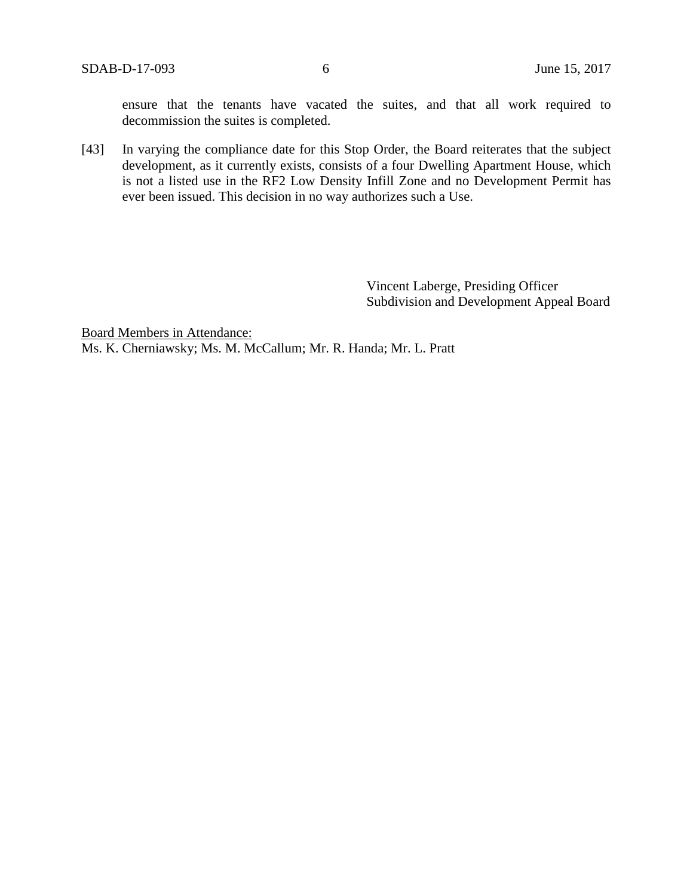ensure that the tenants have vacated the suites, and that all work required to decommission the suites is completed.

[43] In varying the compliance date for this Stop Order, the Board reiterates that the subject development, as it currently exists, consists of a four Dwelling Apartment House, which is not a listed use in the RF2 Low Density Infill Zone and no Development Permit has ever been issued. This decision in no way authorizes such a Use.

Vincent Laberge, Presiding Officer
Subdivision and Development Appeal Board

Board Members in Attendance:
Ms. K. Cherniawsky; Ms. M. McCallum; Mr. R. Handa; Mr. L. Pratt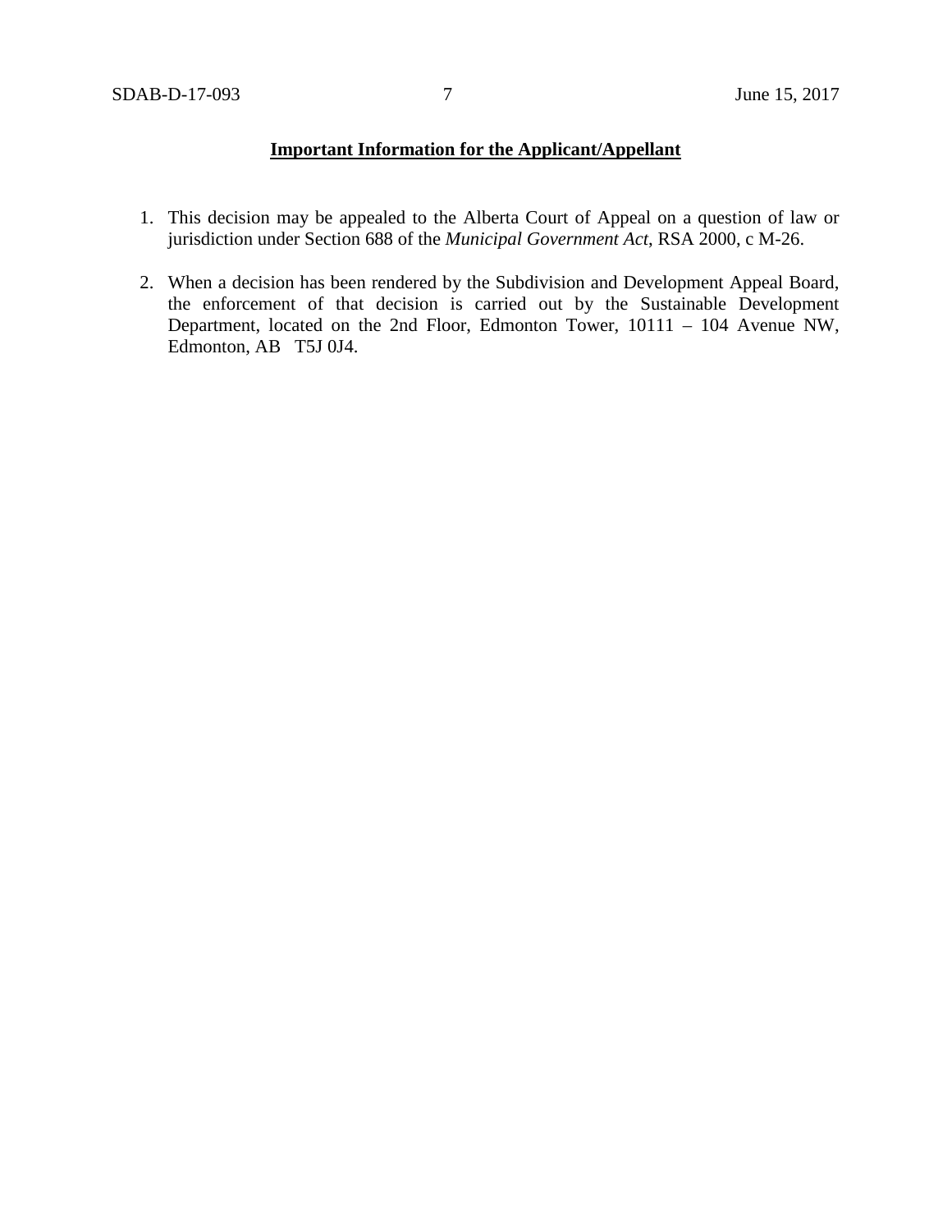**Important Information for the Applicant/Appellant**

1. This decision may be appealed to the Alberta Court of Appeal on a question of law or jurisdiction under Section 688 of the *Municipal Government Act*, RSA 2000, c M-26.

2. When a decision has been rendered by the Subdivision and Development Appeal Board, the enforcement of that decision is carried out by the Sustainable Development Department, located on the 2nd Floor, Edmonton Tower, 10111 – 104 Avenue NW, Edmonton, AB T5J 0J4.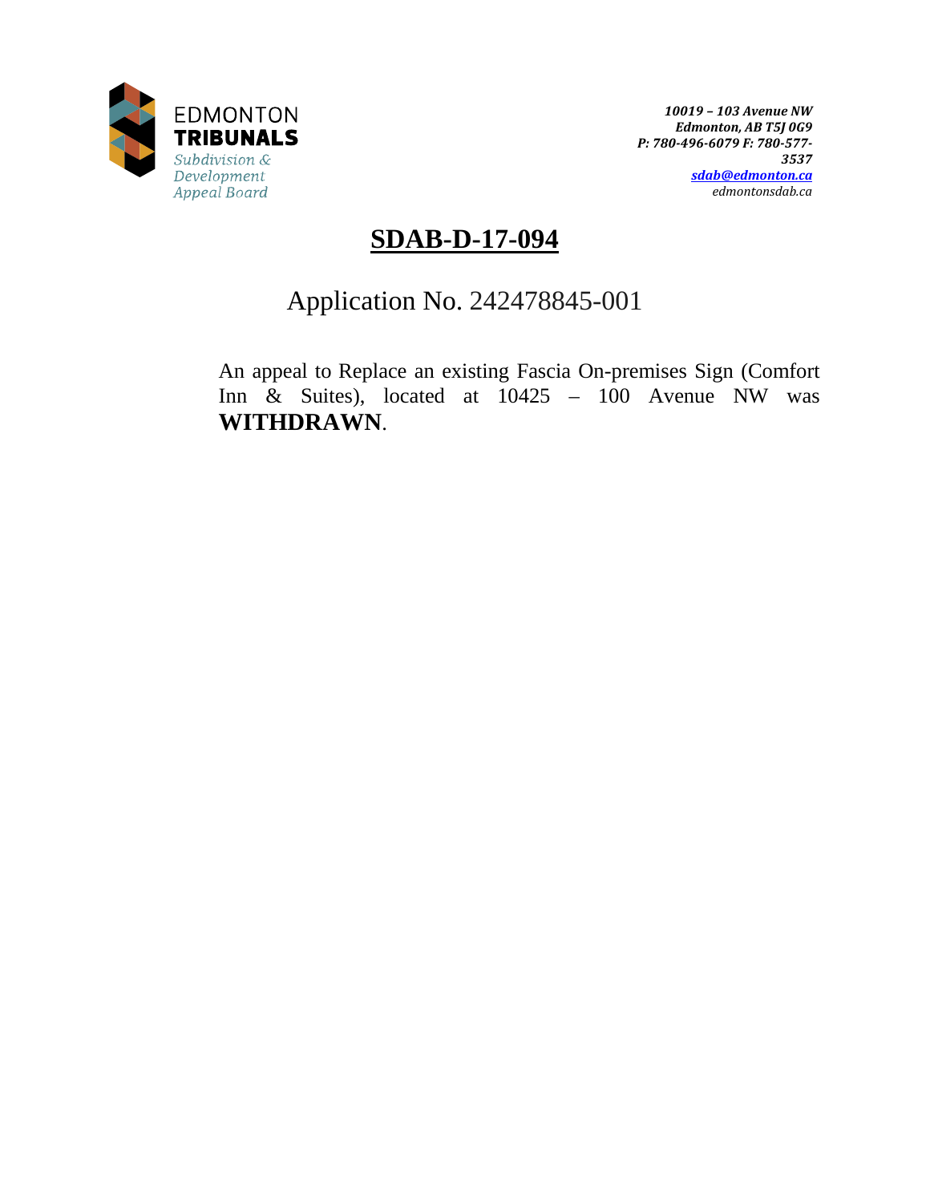EDMONTON
**TRIBUNALS**
*Subdivision & Development Appeal Board*

***10019 – 103 Avenue NW***
***Edmonton, AB T5J 0G9***
***P: 780-496-6079 F: 780-577-3537***
***sdab@edmonton.ca***
*edmontonsdab.ca*

# SDAB-D-17-094

## Application No. 242478845-001

An appeal to Replace an existing Fascia On-premises Sign (Comfort Inn & Suites), located at 10425 – 100 Avenue NW was **WITHDRAWN**.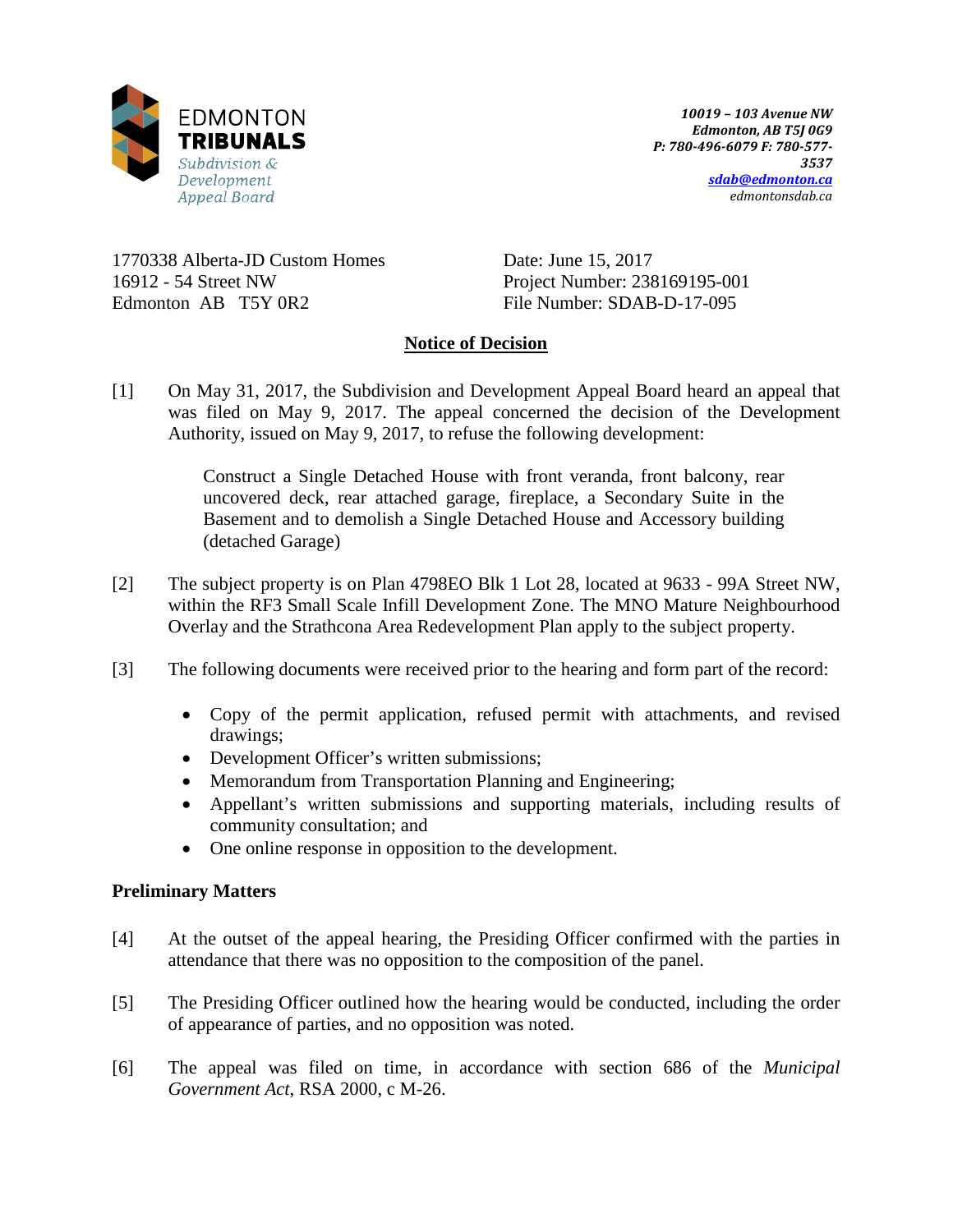EDMONTON
**TRIBUNALS**
*Subdivision & Development Appeal Board*

***10019 – 103 Avenue NW***
***Edmonton, AB T5J 0G9***
***P: 780-496-6079 F: 780-577-3537***
***sdab@edmonton.ca***
*edmontonsdab.ca*

1770338 Alberta-JD Custom Homes
16912 - 54 Street NW
Edmonton AB T5Y 0R2

Date: June 15, 2017
Project Number: 238169195-001
File Number: SDAB-D-17-095

## Notice of Decision

[1] On May 31, 2017, the Subdivision and Development Appeal Board heard an appeal that was filed on May 9, 2017. The appeal concerned the decision of the Development Authority, issued on May 9, 2017, to refuse the following development:

> Construct a Single Detached House with front veranda, front balcony, rear uncovered deck, rear attached garage, fireplace, a Secondary Suite in the Basement and to demolish a Single Detached House and Accessory building (detached Garage)

[2] The subject property is on Plan 4798EO Blk 1 Lot 28, located at 9633 - 99A Street NW, within the RF3 Small Scale Infill Development Zone. The MNO Mature Neighbourhood Overlay and the Strathcona Area Redevelopment Plan apply to the subject property.

[3] The following documents were received prior to the hearing and form part of the record:

- Copy of the permit application, refused permit with attachments, and revised drawings;
- Development Officer's written submissions;
- Memorandum from Transportation Planning and Engineering;
- Appellant's written submissions and supporting materials, including results of community consultation; and
- One online response in opposition to the development.

### Preliminary Matters

[4] At the outset of the appeal hearing, the Presiding Officer confirmed with the parties in attendance that there was no opposition to the composition of the panel.

[5] The Presiding Officer outlined how the hearing would be conducted, including the order of appearance of parties, and no opposition was noted.

[6] The appeal was filed on time, in accordance with section 686 of the *Municipal Government Act*, RSA 2000, c M-26.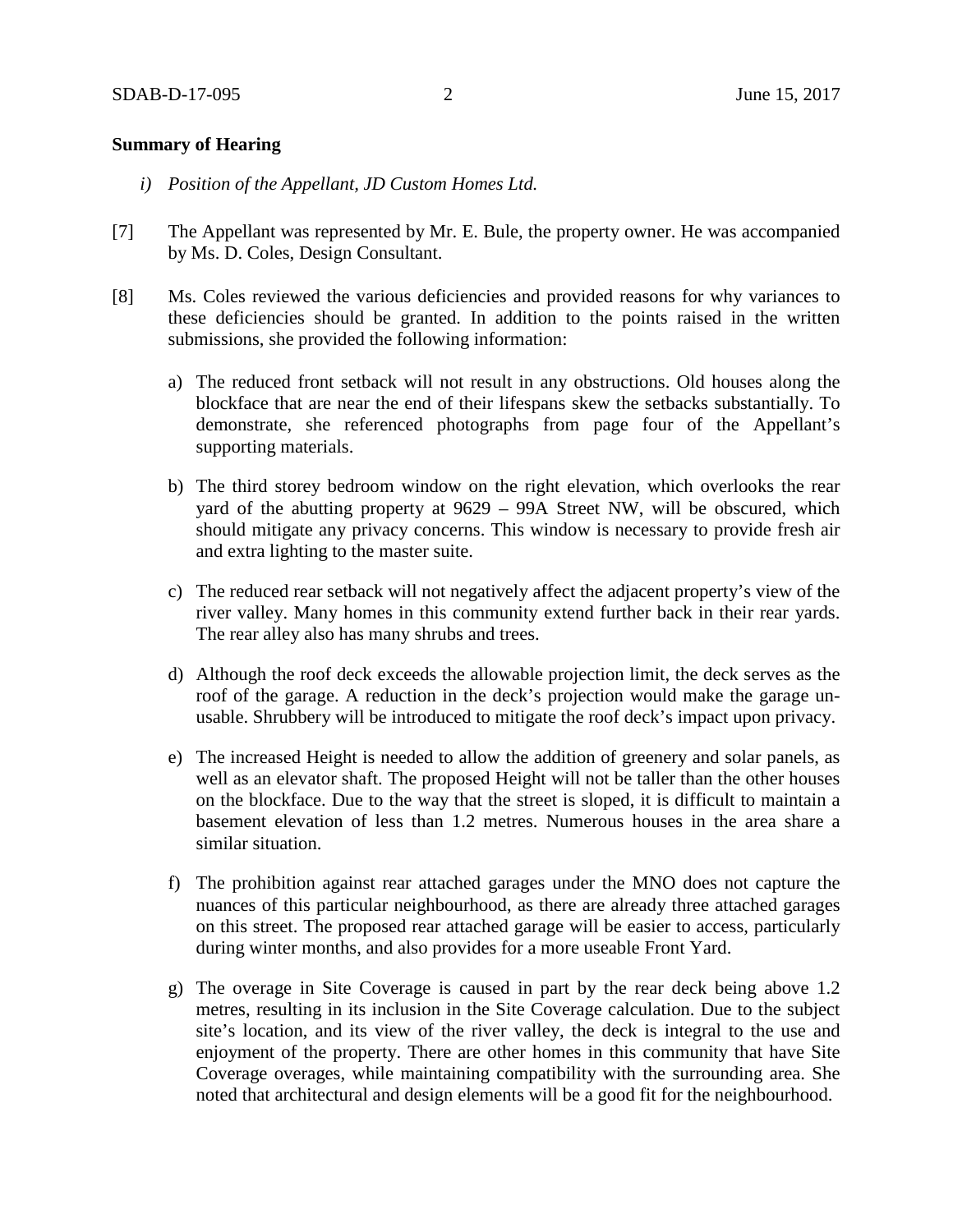## Summary of Hearing

*i) Position of the Appellant, JD Custom Homes Ltd.*

[7] The Appellant was represented by Mr. E. Bule, the property owner. He was accompanied by Ms. D. Coles, Design Consultant.

[8] Ms. Coles reviewed the various deficiencies and provided reasons for why variances to these deficiencies should be granted. In addition to the points raised in the written submissions, she provided the following information:

a) The reduced front setback will not result in any obstructions. Old houses along the blockface that are near the end of their lifespans skew the setbacks substantially. To demonstrate, she referenced photographs from page four of the Appellant's supporting materials.

b) The third storey bedroom window on the right elevation, which overlooks the rear yard of the abutting property at 9629 – 99A Street NW, will be obscured, which should mitigate any privacy concerns. This window is necessary to provide fresh air and extra lighting to the master suite.

c) The reduced rear setback will not negatively affect the adjacent property's view of the river valley. Many homes in this community extend further back in their rear yards. The rear alley also has many shrubs and trees.

d) Although the roof deck exceeds the allowable projection limit, the deck serves as the roof of the garage. A reduction in the deck's projection would make the garage un-usable. Shrubbery will be introduced to mitigate the roof deck's impact upon privacy.

e) The increased Height is needed to allow the addition of greenery and solar panels, as well as an elevator shaft. The proposed Height will not be taller than the other houses on the blockface. Due to the way that the street is sloped, it is difficult to maintain a basement elevation of less than 1.2 metres. Numerous houses in the area share a similar situation.

f) The prohibition against rear attached garages under the MNO does not capture the nuances of this particular neighbourhood, as there are already three attached garages on this street. The proposed rear attached garage will be easier to access, particularly during winter months, and also provides for a more useable Front Yard.

g) The overage in Site Coverage is caused in part by the rear deck being above 1.2 metres, resulting in its inclusion in the Site Coverage calculation. Due to the subject site's location, and its view of the river valley, the deck is integral to the use and enjoyment of the property. There are other homes in this community that have Site Coverage overages, while maintaining compatibility with the surrounding area. She noted that architectural and design elements will be a good fit for the neighbourhood.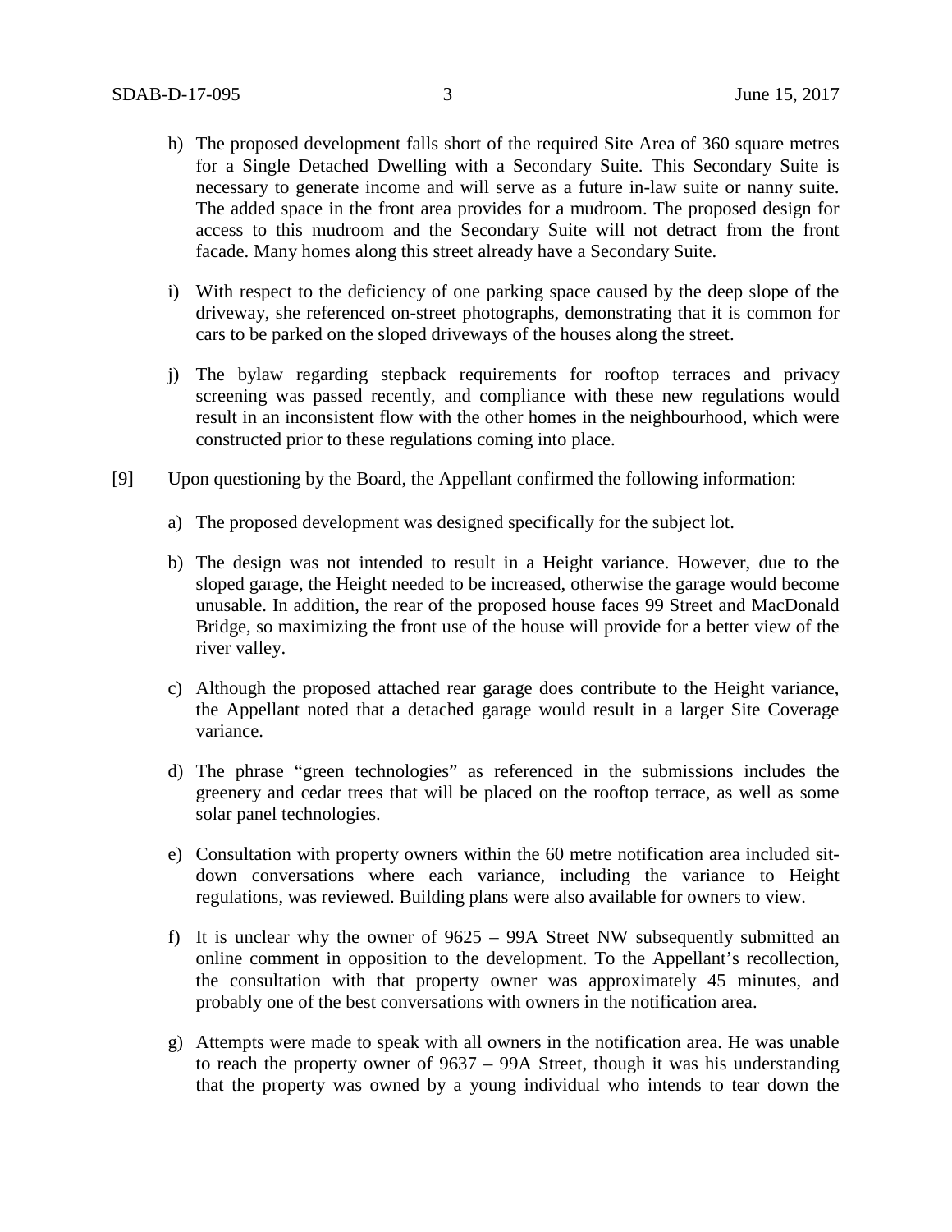h) The proposed development falls short of the required Site Area of 360 square metres for a Single Detached Dwelling with a Secondary Suite. This Secondary Suite is necessary to generate income and will serve as a future in-law suite or nanny suite. The added space in the front area provides for a mudroom. The proposed design for access to this mudroom and the Secondary Suite will not detract from the front facade. Many homes along this street already have a Secondary Suite.

i) With respect to the deficiency of one parking space caused by the deep slope of the driveway, she referenced on-street photographs, demonstrating that it is common for cars to be parked on the sloped driveways of the houses along the street.

j) The bylaw regarding stepback requirements for rooftop terraces and privacy screening was passed recently, and compliance with these new regulations would result in an inconsistent flow with the other homes in the neighbourhood, which were constructed prior to these regulations coming into place.

[9] Upon questioning by the Board, the Appellant confirmed the following information:

a) The proposed development was designed specifically for the subject lot.

b) The design was not intended to result in a Height variance. However, due to the sloped garage, the Height needed to be increased, otherwise the garage would become unusable. In addition, the rear of the proposed house faces 99 Street and MacDonald Bridge, so maximizing the front use of the house will provide for a better view of the river valley.

c) Although the proposed attached rear garage does contribute to the Height variance, the Appellant noted that a detached garage would result in a larger Site Coverage variance.

d) The phrase "green technologies" as referenced in the submissions includes the greenery and cedar trees that will be placed on the rooftop terrace, as well as some solar panel technologies.

e) Consultation with property owners within the 60 metre notification area included sit-down conversations where each variance, including the variance to Height regulations, was reviewed. Building plans were also available for owners to view.

f) It is unclear why the owner of 9625 – 99A Street NW subsequently submitted an online comment in opposition to the development. To the Appellant's recollection, the consultation with that property owner was approximately 45 minutes, and probably one of the best conversations with owners in the notification area.

g) Attempts were made to speak with all owners in the notification area. He was unable to reach the property owner of 9637 – 99A Street, though it was his understanding that the property was owned by a young individual who intends to tear down the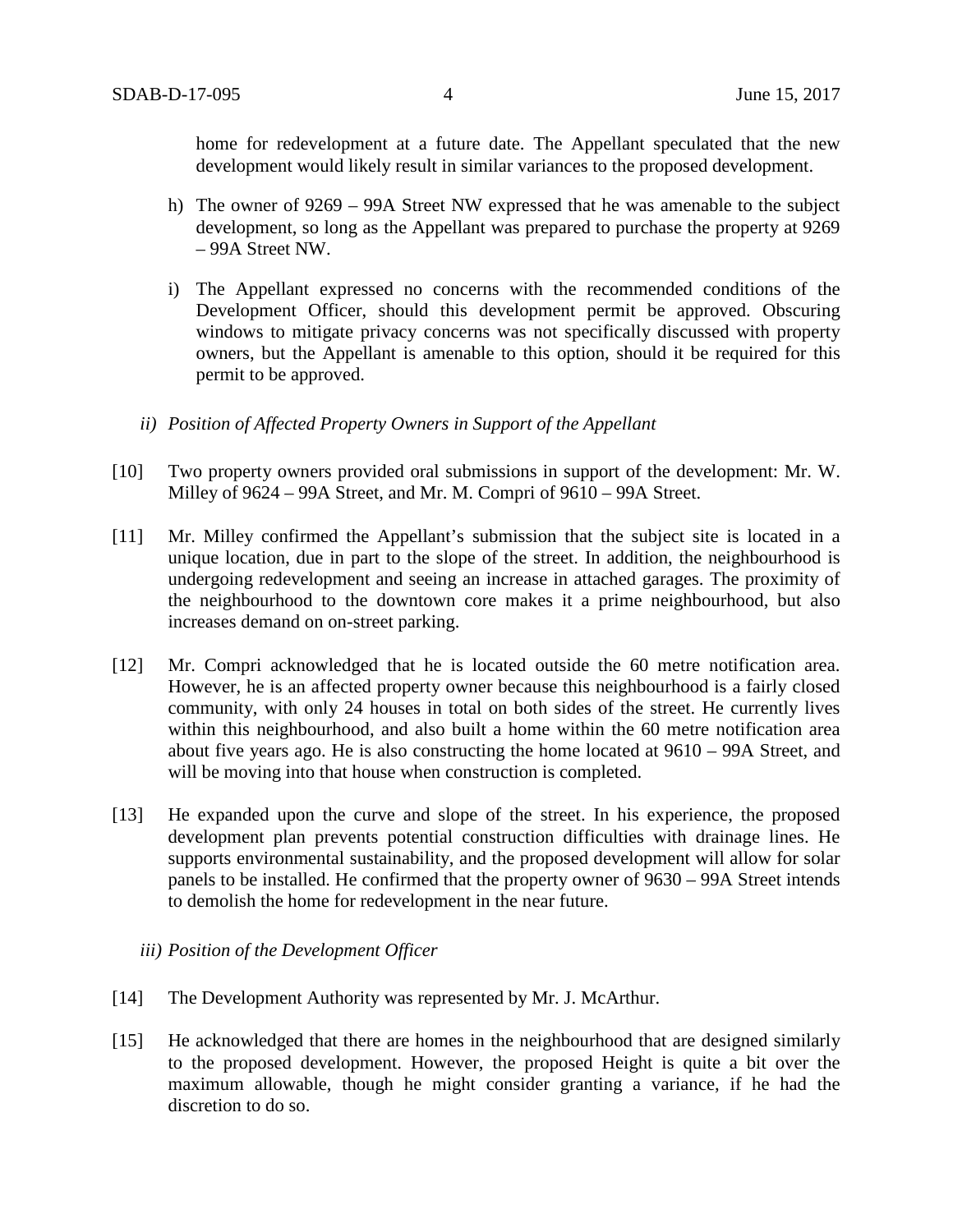home for redevelopment at a future date. The Appellant speculated that the new development would likely result in similar variances to the proposed development.

h) The owner of 9269 – 99A Street NW expressed that he was amenable to the subject development, so long as the Appellant was prepared to purchase the property at 9269 – 99A Street NW.

i) The Appellant expressed no concerns with the recommended conditions of the Development Officer, should this development permit be approved. Obscuring windows to mitigate privacy concerns was not specifically discussed with property owners, but the Appellant is amenable to this option, should it be required for this permit to be approved.

*ii) Position of Affected Property Owners in Support of the Appellant*

[10] Two property owners provided oral submissions in support of the development: Mr. W. Milley of 9624 – 99A Street, and Mr. M. Compri of 9610 – 99A Street.

[11] Mr. Milley confirmed the Appellant's submission that the subject site is located in a unique location, due in part to the slope of the street. In addition, the neighbourhood is undergoing redevelopment and seeing an increase in attached garages. The proximity of the neighbourhood to the downtown core makes it a prime neighbourhood, but also increases demand on on-street parking.

[12] Mr. Compri acknowledged that he is located outside the 60 metre notification area. However, he is an affected property owner because this neighbourhood is a fairly closed community, with only 24 houses in total on both sides of the street. He currently lives within this neighbourhood, and also built a home within the 60 metre notification area about five years ago. He is also constructing the home located at 9610 – 99A Street, and will be moving into that house when construction is completed.

[13] He expanded upon the curve and slope of the street. In his experience, the proposed development plan prevents potential construction difficulties with drainage lines. He supports environmental sustainability, and the proposed development will allow for solar panels to be installed. He confirmed that the property owner of 9630 – 99A Street intends to demolish the home for redevelopment in the near future.

*iii) Position of the Development Officer*

[14] The Development Authority was represented by Mr. J. McArthur.

[15] He acknowledged that there are homes in the neighbourhood that are designed similarly to the proposed development. However, the proposed Height is quite a bit over the maximum allowable, though he might consider granting a variance, if he had the discretion to do so.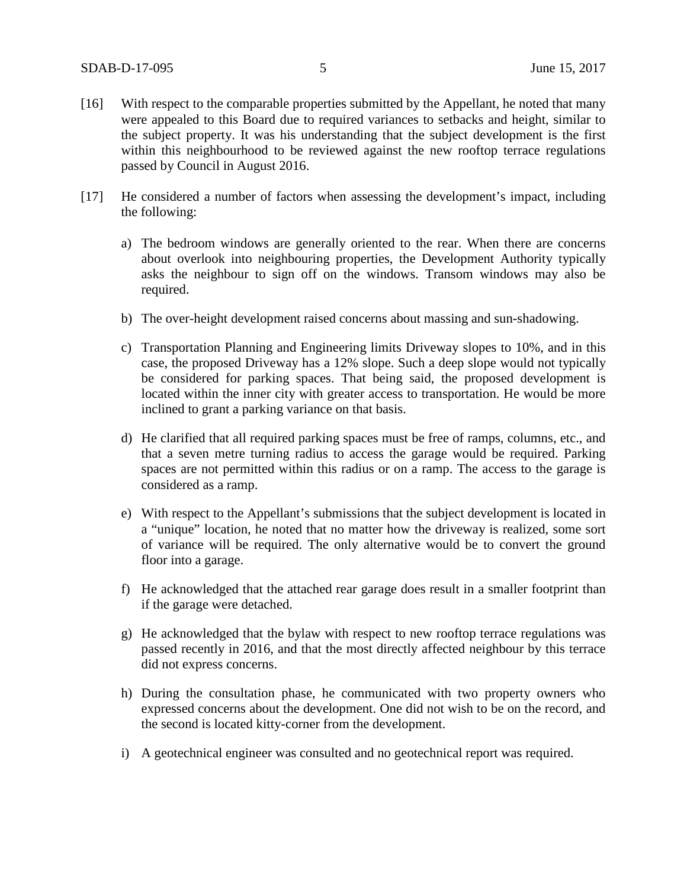[16] With respect to the comparable properties submitted by the Appellant, he noted that many were appealed to this Board due to required variances to setbacks and height, similar to the subject property. It was his understanding that the subject development is the first within this neighbourhood to be reviewed against the new rooftop terrace regulations passed by Council in August 2016.

[17] He considered a number of factors when assessing the development's impact, including the following:

a) The bedroom windows are generally oriented to the rear. When there are concerns about overlook into neighbouring properties, the Development Authority typically asks the neighbour to sign off on the windows. Transom windows may also be required.

b) The over-height development raised concerns about massing and sun-shadowing.

c) Transportation Planning and Engineering limits Driveway slopes to 10%, and in this case, the proposed Driveway has a 12% slope. Such a deep slope would not typically be considered for parking spaces. That being said, the proposed development is located within the inner city with greater access to transportation. He would be more inclined to grant a parking variance on that basis.

d) He clarified that all required parking spaces must be free of ramps, columns, etc., and that a seven metre turning radius to access the garage would be required. Parking spaces are not permitted within this radius or on a ramp. The access to the garage is considered as a ramp.

e) With respect to the Appellant's submissions that the subject development is located in a "unique" location, he noted that no matter how the driveway is realized, some sort of variance will be required. The only alternative would be to convert the ground floor into a garage.

f) He acknowledged that the attached rear garage does result in a smaller footprint than if the garage were detached.

g) He acknowledged that the bylaw with respect to new rooftop terrace regulations was passed recently in 2016, and that the most directly affected neighbour by this terrace did not express concerns.

h) During the consultation phase, he communicated with two property owners who expressed concerns about the development. One did not wish to be on the record, and the second is located kitty-corner from the development.

i) A geotechnical engineer was consulted and no geotechnical report was required.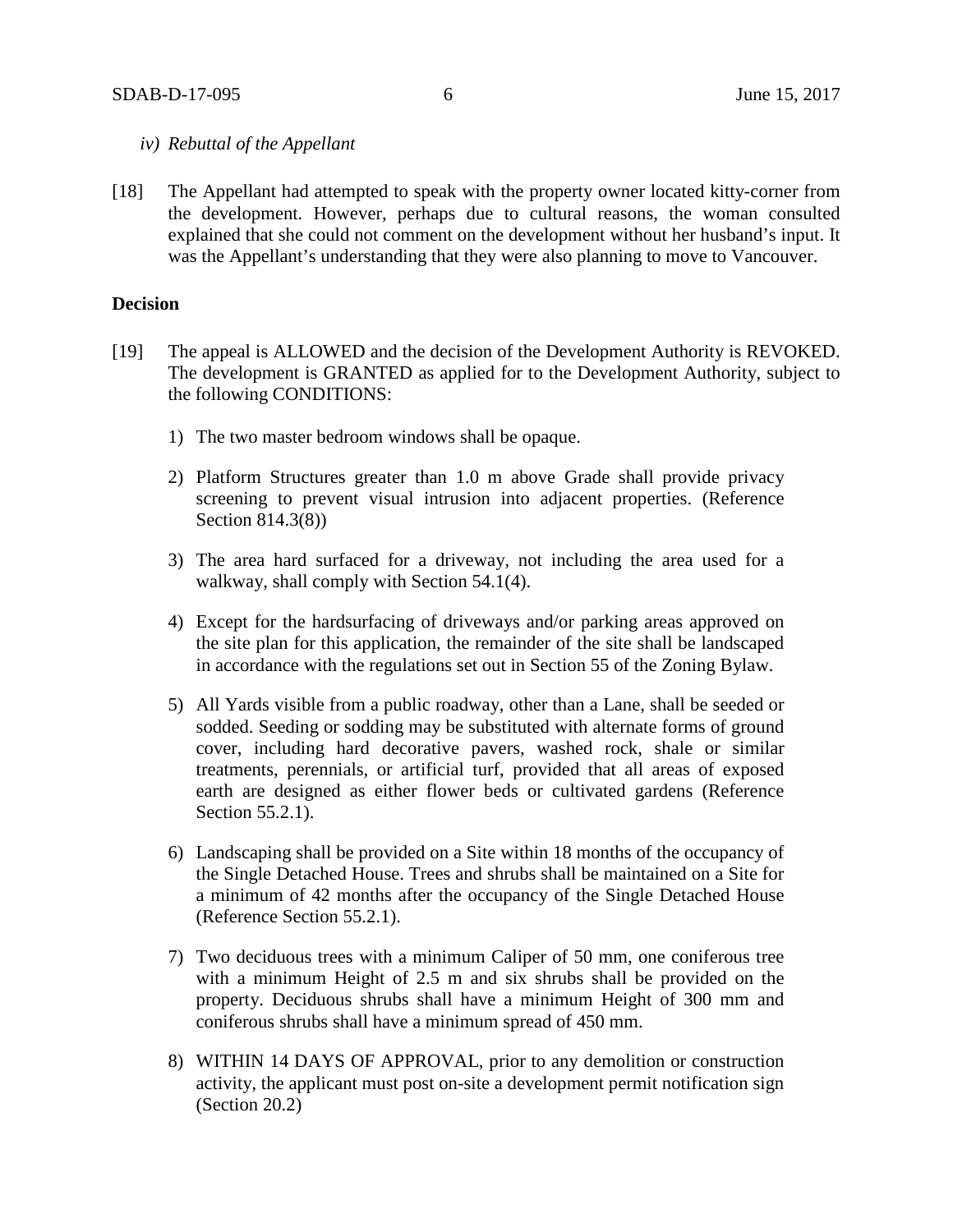*iv) Rebuttal of the Appellant*

[18] The Appellant had attempted to speak with the property owner located kitty-corner from the development. However, perhaps due to cultural reasons, the woman consulted explained that she could not comment on the development without her husband's input. It was the Appellant's understanding that they were also planning to move to Vancouver.

**Decision**

[19] The appeal is ALLOWED and the decision of the Development Authority is REVOKED. The development is GRANTED as applied for to the Development Authority, subject to the following CONDITIONS:

1) The two master bedroom windows shall be opaque.

2) Platform Structures greater than 1.0 m above Grade shall provide privacy screening to prevent visual intrusion into adjacent properties. (Reference Section 814.3(8))

3) The area hard surfaced for a driveway, not including the area used for a walkway, shall comply with Section 54.1(4).

4) Except for the hardsurfacing of driveways and/or parking areas approved on the site plan for this application, the remainder of the site shall be landscaped in accordance with the regulations set out in Section 55 of the Zoning Bylaw.

5) All Yards visible from a public roadway, other than a Lane, shall be seeded or sodded. Seeding or sodding may be substituted with alternate forms of ground cover, including hard decorative pavers, washed rock, shale or similar treatments, perennials, or artificial turf, provided that all areas of exposed earth are designed as either flower beds or cultivated gardens (Reference Section 55.2.1).

6) Landscaping shall be provided on a Site within 18 months of the occupancy of the Single Detached House. Trees and shrubs shall be maintained on a Site for a minimum of 42 months after the occupancy of the Single Detached House (Reference Section 55.2.1).

7) Two deciduous trees with a minimum Caliper of 50 mm, one coniferous tree with a minimum Height of 2.5 m and six shrubs shall be provided on the property. Deciduous shrubs shall have a minimum Height of 300 mm and coniferous shrubs shall have a minimum spread of 450 mm.

8) WITHIN 14 DAYS OF APPROVAL, prior to any demolition or construction activity, the applicant must post on-site a development permit notification sign (Section 20.2)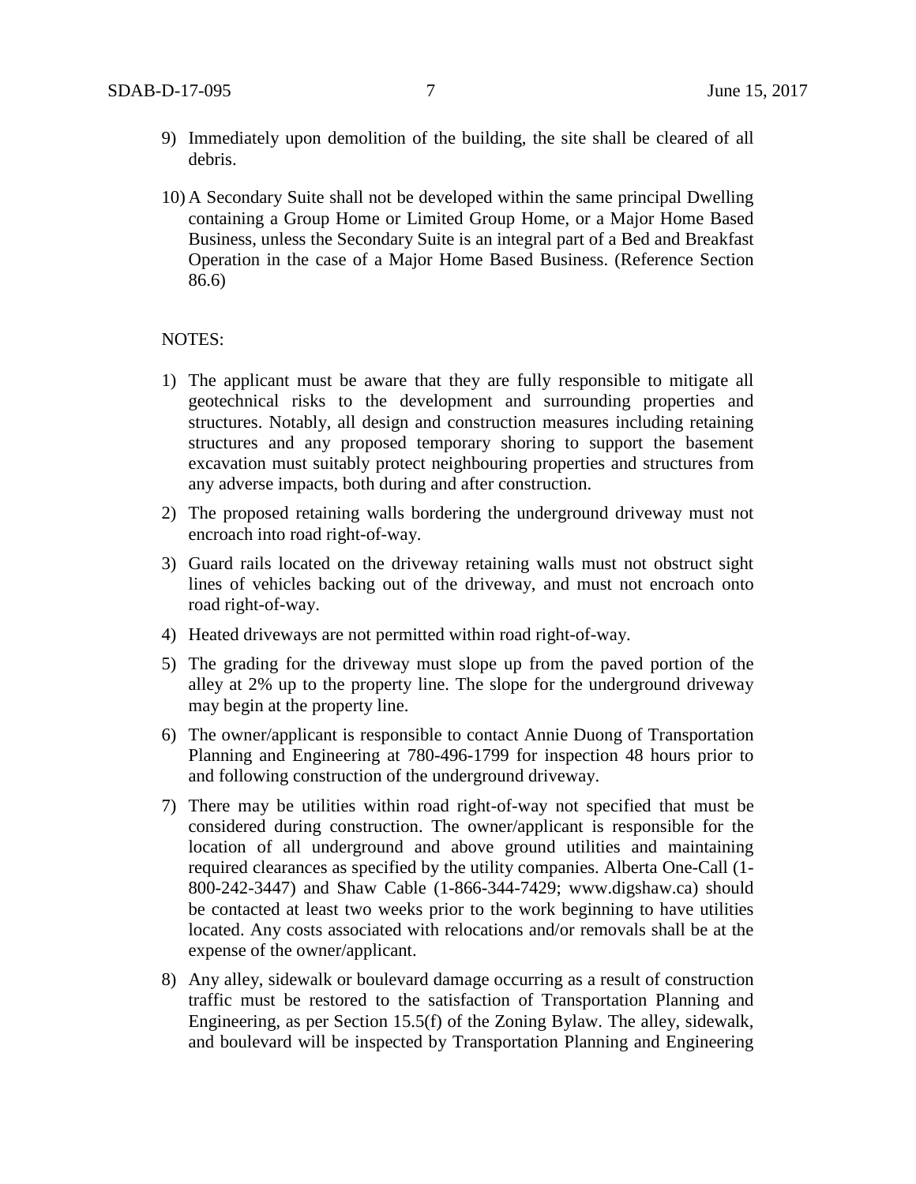9) Immediately upon demolition of the building, the site shall be cleared of all debris.

10) A Secondary Suite shall not be developed within the same principal Dwelling containing a Group Home or Limited Group Home, or a Major Home Based Business, unless the Secondary Suite is an integral part of a Bed and Breakfast Operation in the case of a Major Home Based Business. (Reference Section 86.6)

NOTES:

1) The applicant must be aware that they are fully responsible to mitigate all geotechnical risks to the development and surrounding properties and structures. Notably, all design and construction measures including retaining structures and any proposed temporary shoring to support the basement excavation must suitably protect neighbouring properties and structures from any adverse impacts, both during and after construction.

2) The proposed retaining walls bordering the underground driveway must not encroach into road right-of-way.

3) Guard rails located on the driveway retaining walls must not obstruct sight lines of vehicles backing out of the driveway, and must not encroach onto road right-of-way.

4) Heated driveways are not permitted within road right-of-way.

5) The grading for the driveway must slope up from the paved portion of the alley at 2% up to the property line. The slope for the underground driveway may begin at the property line.

6) The owner/applicant is responsible to contact Annie Duong of Transportation Planning and Engineering at 780-496-1799 for inspection 48 hours prior to and following construction of the underground driveway.

7) There may be utilities within road right-of-way not specified that must be considered during construction. The owner/applicant is responsible for the location of all underground and above ground utilities and maintaining required clearances as specified by the utility companies. Alberta One-Call (1-800-242-3447) and Shaw Cable (1-866-344-7429; www.digshaw.ca) should be contacted at least two weeks prior to the work beginning to have utilities located. Any costs associated with relocations and/or removals shall be at the expense of the owner/applicant.

8) Any alley, sidewalk or boulevard damage occurring as a result of construction traffic must be restored to the satisfaction of Transportation Planning and Engineering, as per Section 15.5(f) of the Zoning Bylaw. The alley, sidewalk, and boulevard will be inspected by Transportation Planning and Engineering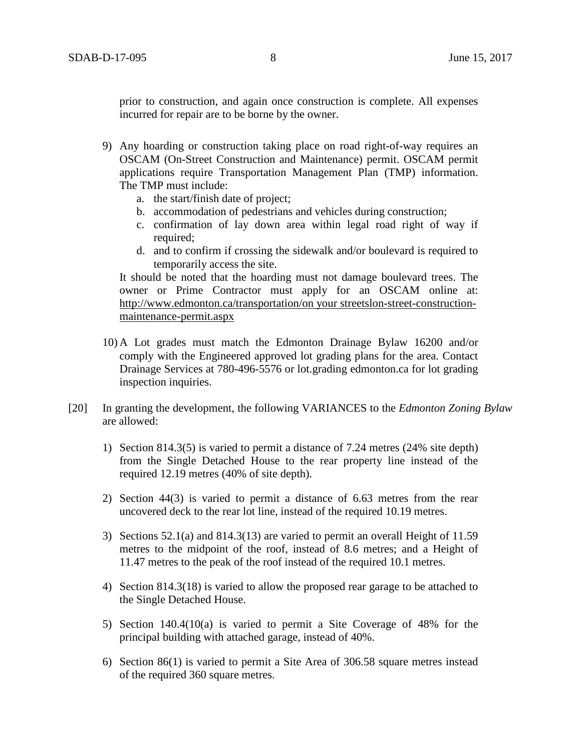prior to construction, and again once construction is complete. All expenses incurred for repair are to be borne by the owner.

9) Any hoarding or construction taking place on road right-of-way requires an OSCAM (On-Street Construction and Maintenance) permit. OSCAM permit applications require Transportation Management Plan (TMP) information. The TMP must include:
   a. the start/finish date of project;
   b. accommodation of pedestrians and vehicles during construction;
   c. confirmation of lay down area within legal road right of way if required;
   d. and to confirm if crossing the sidewalk and/or boulevard is required to temporarily access the site.

   It should be noted that the hoarding must not damage boulevard trees. The owner or Prime Contractor must apply for an OSCAM online at: http://www.edmonton.ca/transportation/on your streetslon-street-construction-maintenance-permit.aspx

10) A Lot grades must match the Edmonton Drainage Bylaw 16200 and/or comply with the Engineered approved lot grading plans for the area. Contact Drainage Services at 780-496-5576 or lot.grading edmonton.ca for lot grading inspection inquiries.

[20] In granting the development, the following VARIANCES to the *Edmonton Zoning Bylaw* are allowed:

1) Section 814.3(5) is varied to permit a distance of 7.24 metres (24% site depth) from the Single Detached House to the rear property line instead of the required 12.19 metres (40% of site depth).

2) Section 44(3) is varied to permit a distance of 6.63 metres from the rear uncovered deck to the rear lot line, instead of the required 10.19 metres.

3) Sections 52.1(a) and 814.3(13) are varied to permit an overall Height of 11.59 metres to the midpoint of the roof, instead of 8.6 metres; and a Height of 11.47 metres to the peak of the roof instead of the required 10.1 metres.

4) Section 814.3(18) is varied to allow the proposed rear garage to be attached to the Single Detached House.

5) Section 140.4(10(a) is varied to permit a Site Coverage of 48% for the principal building with attached garage, instead of 40%.

6) Section 86(1) is varied to permit a Site Area of 306.58 square metres instead of the required 360 square metres.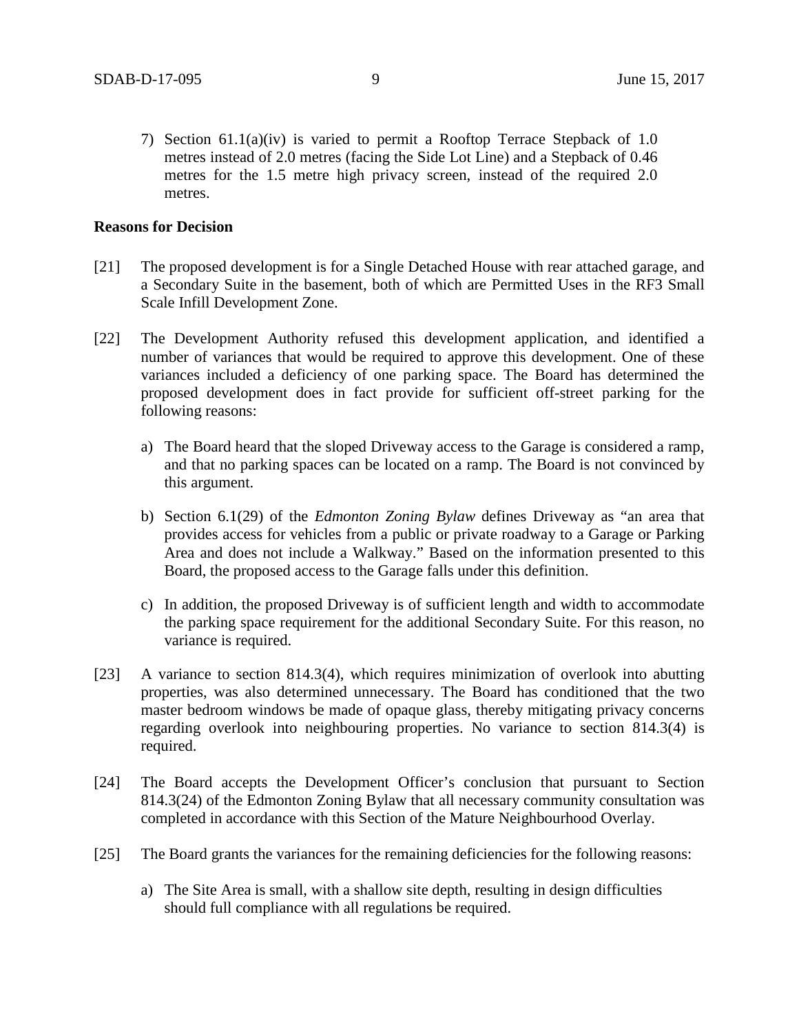7) Section 61.1(a)(iv) is varied to permit a Rooftop Terrace Stepback of 1.0 metres instead of 2.0 metres (facing the Side Lot Line) and a Stepback of 0.46 metres for the 1.5 metre high privacy screen, instead of the required 2.0 metres.

**Reasons for Decision**

[21] The proposed development is for a Single Detached House with rear attached garage, and a Secondary Suite in the basement, both of which are Permitted Uses in the RF3 Small Scale Infill Development Zone.

[22] The Development Authority refused this development application, and identified a number of variances that would be required to approve this development. One of these variances included a deficiency of one parking space. The Board has determined the proposed development does in fact provide for sufficient off-street parking for the following reasons:

a) The Board heard that the sloped Driveway access to the Garage is considered a ramp, and that no parking spaces can be located on a ramp. The Board is not convinced by this argument.

b) Section 6.1(29) of the *Edmonton Zoning Bylaw* defines Driveway as "an area that provides access for vehicles from a public or private roadway to a Garage or Parking Area and does not include a Walkway." Based on the information presented to this Board, the proposed access to the Garage falls under this definition.

c) In addition, the proposed Driveway is of sufficient length and width to accommodate the parking space requirement for the additional Secondary Suite. For this reason, no variance is required.

[23] A variance to section 814.3(4), which requires minimization of overlook into abutting properties, was also determined unnecessary. The Board has conditioned that the two master bedroom windows be made of opaque glass, thereby mitigating privacy concerns regarding overlook into neighbouring properties. No variance to section 814.3(4) is required.

[24] The Board accepts the Development Officer's conclusion that pursuant to Section 814.3(24) of the Edmonton Zoning Bylaw that all necessary community consultation was completed in accordance with this Section of the Mature Neighbourhood Overlay.

[25] The Board grants the variances for the remaining deficiencies for the following reasons:

a) The Site Area is small, with a shallow site depth, resulting in design difficulties should full compliance with all regulations be required.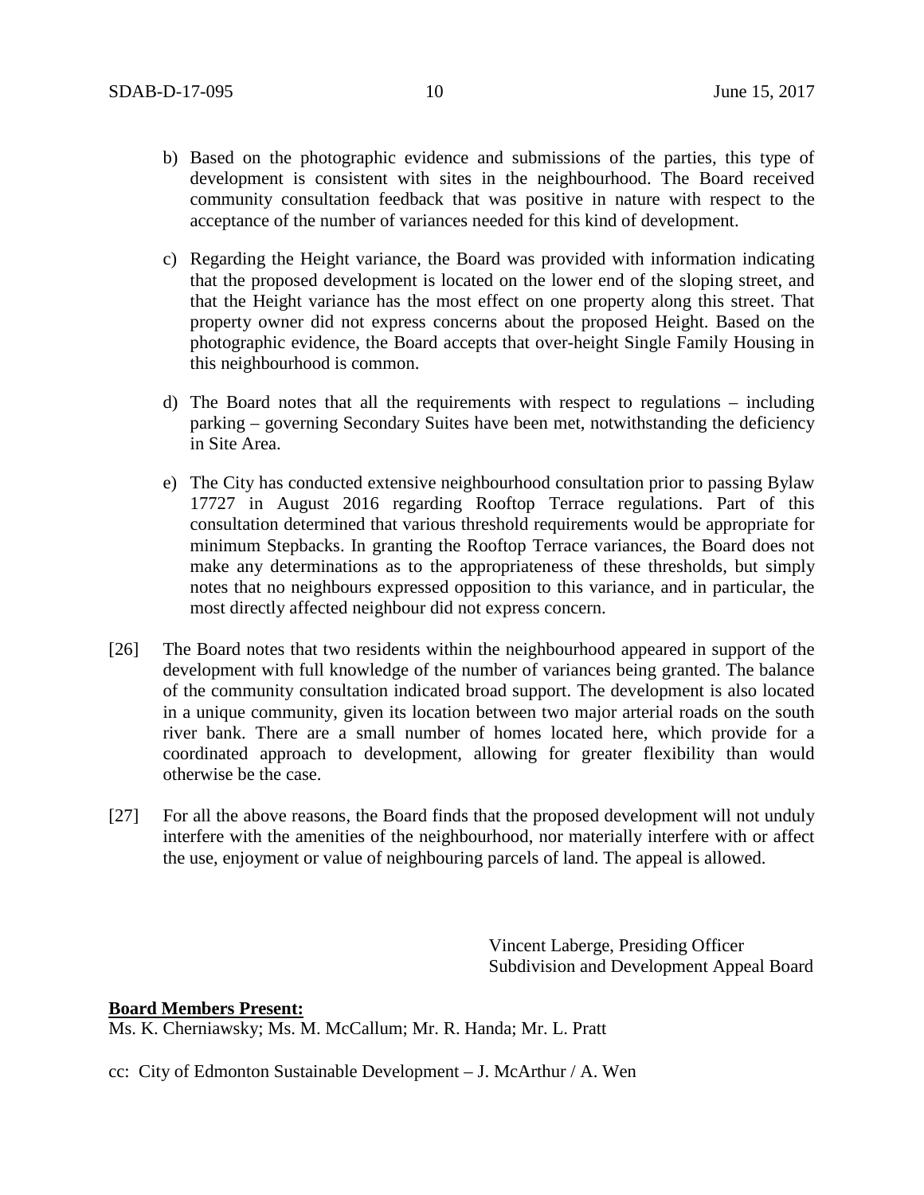b) Based on the photographic evidence and submissions of the parties, this type of development is consistent with sites in the neighbourhood. The Board received community consultation feedback that was positive in nature with respect to the acceptance of the number of variances needed for this kind of development.

c) Regarding the Height variance, the Board was provided with information indicating that the proposed development is located on the lower end of the sloping street, and that the Height variance has the most effect on one property along this street. That property owner did not express concerns about the proposed Height. Based on the photographic evidence, the Board accepts that over-height Single Family Housing in this neighbourhood is common.

d) The Board notes that all the requirements with respect to regulations – including parking – governing Secondary Suites have been met, notwithstanding the deficiency in Site Area.

e) The City has conducted extensive neighbourhood consultation prior to passing Bylaw 17727 in August 2016 regarding Rooftop Terrace regulations. Part of this consultation determined that various threshold requirements would be appropriate for minimum Stepbacks. In granting the Rooftop Terrace variances, the Board does not make any determinations as to the appropriateness of these thresholds, but simply notes that no neighbours expressed opposition to this variance, and in particular, the most directly affected neighbour did not express concern.

[26] The Board notes that two residents within the neighbourhood appeared in support of the development with full knowledge of the number of variances being granted. The balance of the community consultation indicated broad support. The development is also located in a unique community, given its location between two major arterial roads on the south river bank. There are a small number of homes located here, which provide for a coordinated approach to development, allowing for greater flexibility than would otherwise be the case.

[27] For all the above reasons, the Board finds that the proposed development will not unduly interfere with the amenities of the neighbourhood, nor materially interfere with or affect the use, enjoyment or value of neighbouring parcels of land. The appeal is allowed.

Vincent Laberge, Presiding Officer
Subdivision and Development Appeal Board

**Board Members Present:**
Ms. K. Cherniawsky; Ms. M. McCallum; Mr. R. Handa; Mr. L. Pratt

cc: City of Edmonton Sustainable Development – J. McArthur / A. Wen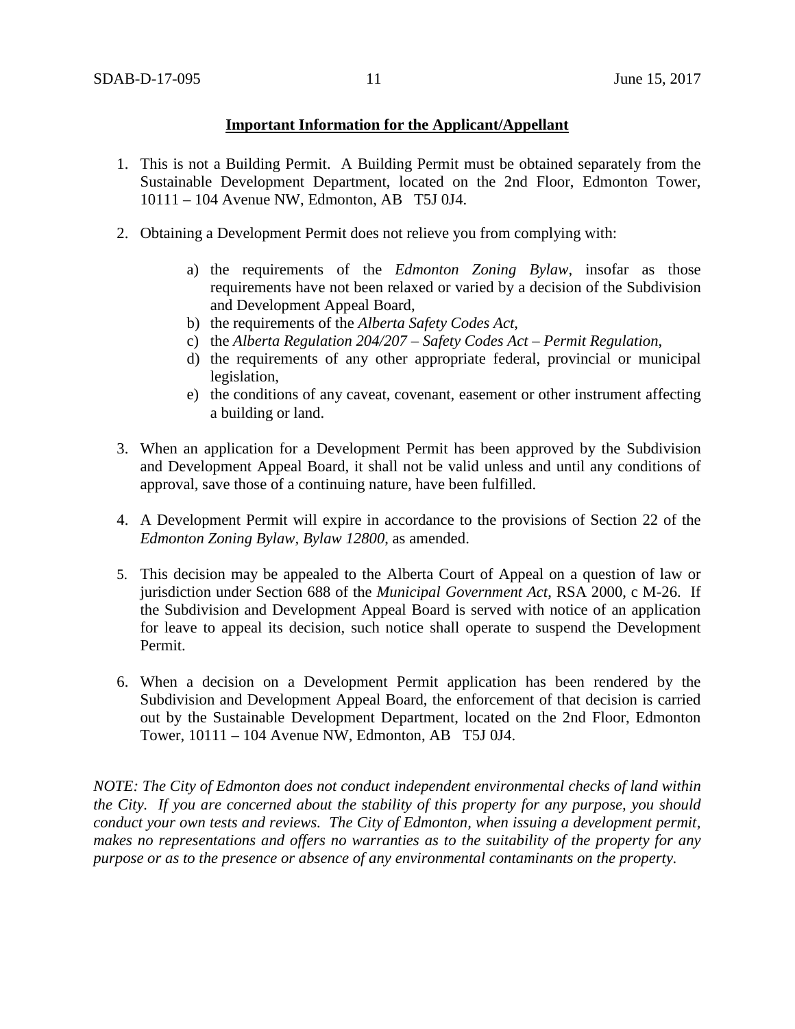**Important Information for the Applicant/Appellant**

1. This is not a Building Permit. A Building Permit must be obtained separately from the Sustainable Development Department, located on the 2nd Floor, Edmonton Tower, 10111 – 104 Avenue NW, Edmonton, AB T5J 0J4.

2. Obtaining a Development Permit does not relieve you from complying with:

    a) the requirements of the *Edmonton Zoning Bylaw*, insofar as those requirements have not been relaxed or varied by a decision of the Subdivision and Development Appeal Board,
    b) the requirements of the *Alberta Safety Codes Act*,
    c) the *Alberta Regulation 204/207 – Safety Codes Act – Permit Regulation*,
    d) the requirements of any other appropriate federal, provincial or municipal legislation,
    e) the conditions of any caveat, covenant, easement or other instrument affecting a building or land.

3. When an application for a Development Permit has been approved by the Subdivision and Development Appeal Board, it shall not be valid unless and until any conditions of approval, save those of a continuing nature, have been fulfilled.

4. A Development Permit will expire in accordance to the provisions of Section 22 of the *Edmonton Zoning Bylaw, Bylaw 12800*, as amended.

5. This decision may be appealed to the Alberta Court of Appeal on a question of law or jurisdiction under Section 688 of the *Municipal Government Act*, RSA 2000, c M-26. If the Subdivision and Development Appeal Board is served with notice of an application for leave to appeal its decision, such notice shall operate to suspend the Development Permit.

6. When a decision on a Development Permit application has been rendered by the Subdivision and Development Appeal Board, the enforcement of that decision is carried out by the Sustainable Development Department, located on the 2nd Floor, Edmonton Tower, 10111 – 104 Avenue NW, Edmonton, AB T5J 0J4.

*NOTE: The City of Edmonton does not conduct independent environmental checks of land within the City. If you are concerned about the stability of this property for any purpose, you should conduct your own tests and reviews. The City of Edmonton, when issuing a development permit, makes no representations and offers no warranties as to the suitability of the property for any purpose or as to the presence or absence of any environmental contaminants on the property.*